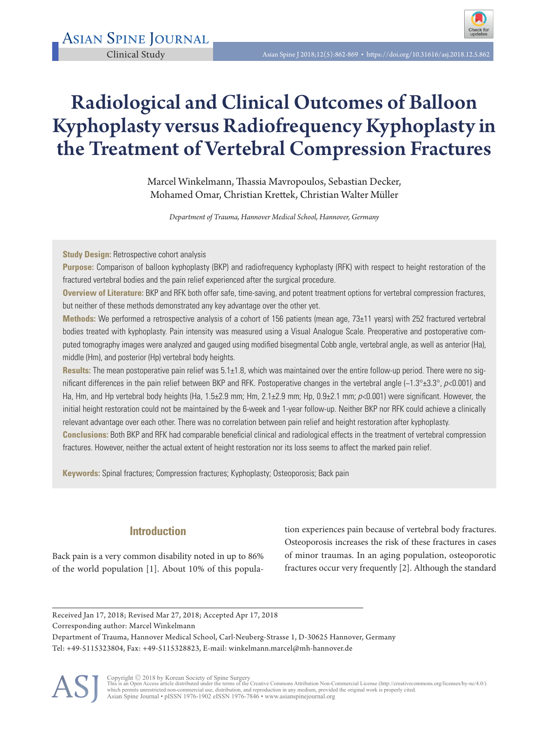Clinical Study

# Radiological and Clinical Outcomes of Balloon Kyphoplasty versus Radiofrequency Kyphoplasty in the Treatment of Vertebral Compression Fractures

Marcel Winkelmann, Thassia Mavropoulos, Sebastian Decker, Mohamed Omar, Christian Krettek, Christian Walter Müller

*Department of Trauma, Hannover Medical School, Hannover, Germany*

**Study Design:** Retrospective cohort analysis

**Purpose:** Comparison of balloon kyphoplasty (BKP) and radiofrequency kyphoplasty (RFK) with respect to height restoration of the fractured vertebral bodies and the pain relief experienced after the surgical procedure.

**Overview of Literature:** BKP and RFK both offer safe, time-saving, and potent treatment options for vertebral compression fractures, but neither of these methods demonstrated any key advantage over the other yet.

**Methods:** We performed a retrospective analysis of a cohort of 156 patients (mean age, 73±11 years) with 252 fractured vertebral bodies treated with kyphoplasty. Pain intensity was measured using a Visual Analogue Scale. Preoperative and postoperative computed tomography images were analyzed and gauged using modified bisegmental Cobb angle, vertebral angle, as well as anterior (Ha), middle (Hm), and posterior (Hp) vertebral body heights.

**Results:** The mean postoperative pain relief was 5.1±1.8, which was maintained over the entire follow-up period. There were no significant differences in the pain relief between BKP and RFK. Postoperative changes in the vertebral angle (–1.3°±3.3°, $p<0.001$) and Ha, Hm, and Hp vertebral body heights (Ha, 1.5±2.9 mm; Hm, 2.1±2.9 mm; Hp, 0.9±2.1 mm; $p<0.001$) were significant. However, the initial height restoration could not be maintained by the 6-week and 1-year follow-up. Neither BKP nor RFK could achieve a clinically relevant advantage over each other. There was no correlation between pain relief and height restoration after kyphoplasty.

**Conclusions:** Both BKP and RFK had comparable beneficial clinical and radiological effects in the treatment of vertebral compression fractures. However, neither the actual extent of height restoration nor its loss seems to affect the marked pain relief.

**Keywords:** Spinal fractures; Compression fractures; Kyphoplasty; Osteoporosis; Back pain

## Introduction

Back pain is a very common disability noted in up to 86% of the world population [1]. About 10% of this population experiences pain because of vertebral body fractures. Osteoporosis increases the risk of these fractures in cases of minor traumas. In an aging population, osteoporotic fractures occur very frequently [2]. Although the standard

Received Jan 17, 2018; Revised Mar 27, 2018; Accepted Apr 17, 2018

Corresponding author: Marcel Winkelmann

Department of Trauma, Hannover Medical School, Carl-Neuberg-Strasse 1, D-30625 Hannover, Germany

Tel: +49-5115323804, Fax: +49-5115328823, E-mail: winkelmann.marcel@mh-hannover.de

Copyright © 2018 by Korean Society of Spine Surgery

This is an Open Access article distributed under the terms of the Creative Commons Attribution Non-Commercial License (http://creativecommons.org/licenses/by-nc/4.0/) which permits unrestricted non-commercial use, distribution, and reproduction in any medium, provided the original work is properly cited.

Asian Spine Journal • pISSN 1976-1902 eISSN 1976-7846 • www.asianspinejournal.org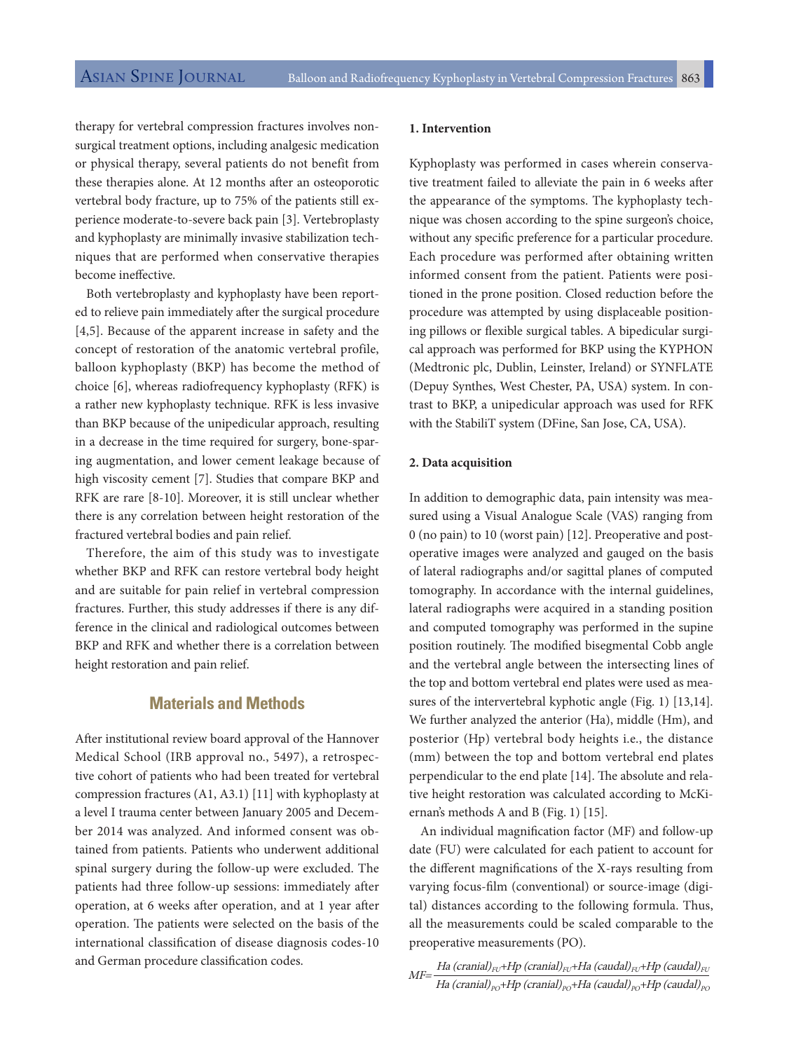therapy for vertebral compression fractures involves nonsurgical treatment options, including analgesic medication or physical therapy, several patients do not benefit from these therapies alone. At 12 months after an osteoporotic vertebral body fracture, up to 75% of the patients still experience moderate-to-severe back pain [3]. Vertebroplasty and kyphoplasty are minimally invasive stabilization techniques that are performed when conservative therapies become ineffective.

Both vertebroplasty and kyphoplasty have been reported to relieve pain immediately after the surgical procedure [4,5]. Because of the apparent increase in safety and the concept of restoration of the anatomic vertebral profile, balloon kyphoplasty (BKP) has become the method of choice [6], whereas radiofrequency kyphoplasty (RFK) is a rather new kyphoplasty technique. RFK is less invasive than BKP because of the unipedicular approach, resulting in a decrease in the time required for surgery, bone-sparing augmentation, and lower cement leakage because of high viscosity cement [7]. Studies that compare BKP and RFK are rare [8-10]. Moreover, it is still unclear whether there is any correlation between height restoration of the fractured vertebral bodies and pain relief.

Therefore, the aim of this study was to investigate whether BKP and RFK can restore vertebral body height and are suitable for pain relief in vertebral compression fractures. Further, this study addresses if there is any difference in the clinical and radiological outcomes between BKP and RFK and whether there is a correlation between height restoration and pain relief.

## Materials and Methods

After institutional review board approval of the Hannover Medical School (IRB approval no., 5497), a retrospective cohort of patients who had been treated for vertebral compression fractures (A1, A3.1) [11] with kyphoplasty at a level I trauma center between January 2005 and December 2014 was analyzed. And informed consent was obtained from patients. Patients who underwent additional spinal surgery during the follow-up were excluded. The patients had three follow-up sessions: immediately after operation, at 6 weeks after operation, and at 1 year after operation. The patients were selected on the basis of the international classification of disease diagnosis codes-10 and German procedure classification codes.

### 1. Intervention

Kyphoplasty was performed in cases wherein conservative treatment failed to alleviate the pain in 6 weeks after the appearance of the symptoms. The kyphoplasty technique was chosen according to the spine surgeon's choice, without any specific preference for a particular procedure. Each procedure was performed after obtaining written informed consent from the patient. Patients were positioned in the prone position. Closed reduction before the procedure was attempted by using displaceable positioning pillows or flexible surgical tables. A bipedicular surgical approach was performed for BKP using the KYPHON (Medtronic plc, Dublin, Leinster, Ireland) or SYNFLATE (Depuy Synthes, West Chester, PA, USA) system. In contrast to BKP, a unipedicular approach was used for RFK with the StabiliT system (DFine, San Jose, CA, USA).

### 2. Data acquisition

In addition to demographic data, pain intensity was measured using a Visual Analogue Scale (VAS) ranging from 0 (no pain) to 10 (worst pain) [12]. Preoperative and postoperative images were analyzed and gauged on the basis of lateral radiographs and/or sagittal planes of computed tomography. In accordance with the internal guidelines, lateral radiographs were acquired in a standing position and computed tomography was performed in the supine position routinely. The modified bisegmental Cobb angle and the vertebral angle between the intersecting lines of the top and bottom vertebral end plates were used as measures of the intervertebral kyphotic angle (Fig. 1) [13,14]. We further analyzed the anterior (Ha), middle (Hm), and posterior (Hp) vertebral body heights i.e., the distance (mm) between the top and bottom vertebral end plates perpendicular to the end plate [14]. The absolute and relative height restoration was calculated according to McKiernan's methods A and B (Fig. 1) [15].

An individual magnification factor (MF) and follow-up date (FU) were calculated for each patient to account for the different magnifications of the X-rays resulting from varying focus-film (conventional) or source-image (digital) distances according to the following formula. Thus, all the measurements could be scaled comparable to the preoperative measurements (PO).

$$MF=\frac{Ha\ (cranial)_{FU}+Hp\ (cranial)_{FU}+Ha\ (caudal)_{FU}+Hp\ (caudal)_{FU}}{Ha\ (cranial)_{PO}+Hp\ (cranial)_{PO}+Ha\ (caudal)_{PO}+Hp\ (caudal)_{PO}}$$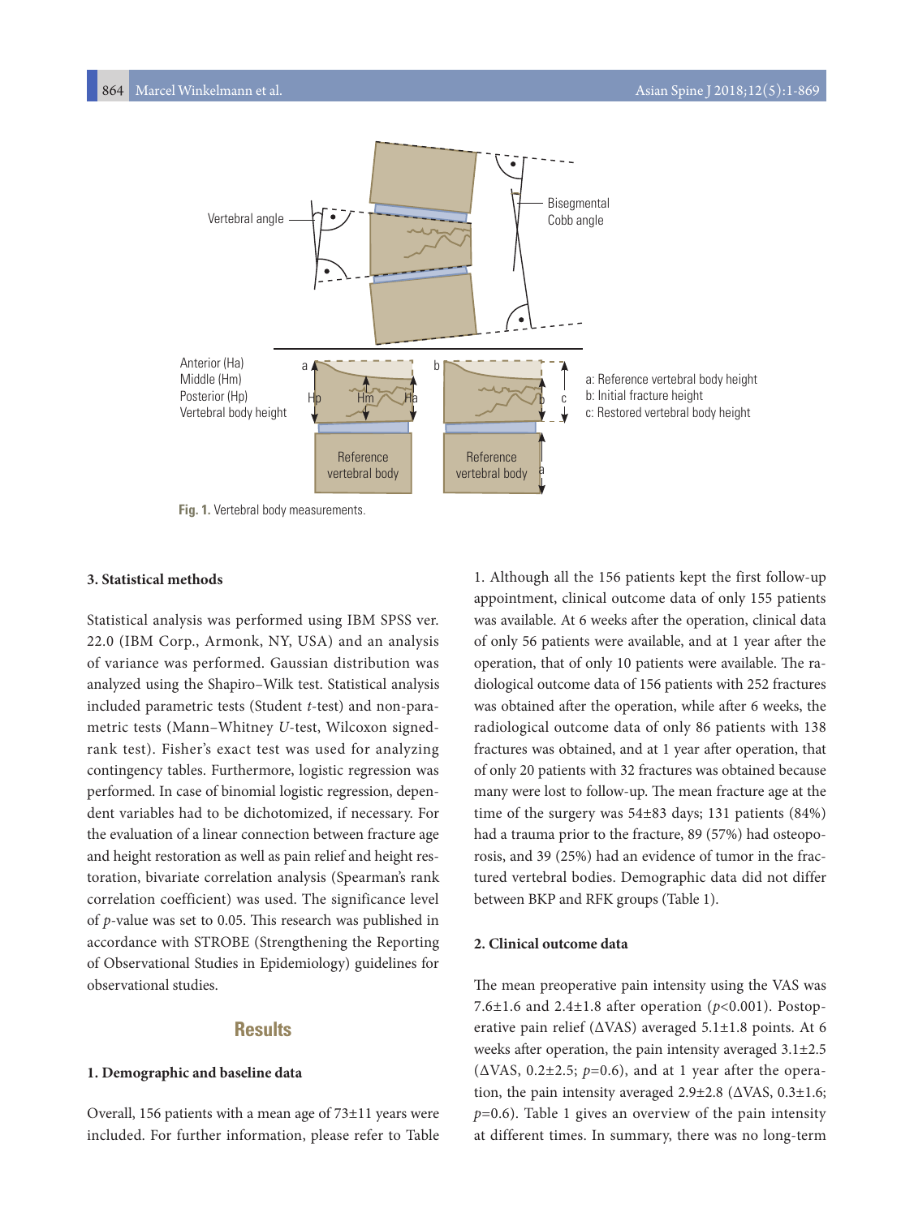Fig. 1. Vertebral body measurements.

### 3. Statistical methods

Statistical analysis was performed using IBM SPSS ver. 22.0 (IBM Corp., Armonk, NY, USA) and an analysis of variance was performed. Gaussian distribution was analyzed using the Shapiro–Wilk test. Statistical analysis included parametric tests (Student *t*-test) and non-parametric tests (Mann–Whitney *U*-test, Wilcoxon signed-rank test). Fisher's exact test was used for analyzing contingency tables. Furthermore, logistic regression was performed. In case of binomial logistic regression, dependent variables had to be dichotomized, if necessary. For the evaluation of a linear connection between fracture age and height restoration as well as pain relief and height restoration, bivariate correlation analysis (Spearman's rank correlation coefficient) was used. The significance level of *p*-value was set to 0.05. This research was published in accordance with STROBE (Strengthening the Reporting of Observational Studies in Epidemiology) guidelines for observational studies.

## Results

### 1. Demographic and baseline data

Overall, 156 patients with a mean age of 73±11 years were included. For further information, please refer to Table 1. Although all the 156 patients kept the first follow-up appointment, clinical outcome data of only 155 patients was available. At 6 weeks after the operation, clinical data of only 56 patients were available, and at 1 year after the operation, that of only 10 patients were available. The radiological outcome data of 156 patients with 252 fractures was obtained after the operation, while after 6 weeks, the radiological outcome data of only 86 patients with 138 fractures was obtained, and at 1 year after operation, that of only 20 patients with 32 fractures was obtained because many were lost to follow-up. The mean fracture age at the time of the surgery was 54±83 days; 131 patients (84%) had a trauma prior to the fracture, 89 (57%) had osteoporosis, and 39 (25%) had an evidence of tumor in the fractured vertebral bodies. Demographic data did not differ between BKP and RFK groups (Table 1).

### 2. Clinical outcome data

The mean preoperative pain intensity using the VAS was 7.6±1.6 and 2.4±1.8 after operation ($p<0.001$). Postoperative pain relief (ΔVAS) averaged 5.1±1.8 points. At 6 weeks after operation, the pain intensity averaged 3.1±2.5 (ΔVAS, 0.2±2.5; $p=0.6$), and at 1 year after the operation, the pain intensity averaged 2.9±2.8 (ΔVAS, 0.3±1.6; $p=0.6$). Table 1 gives an overview of the pain intensity at different times. In summary, there was no long-term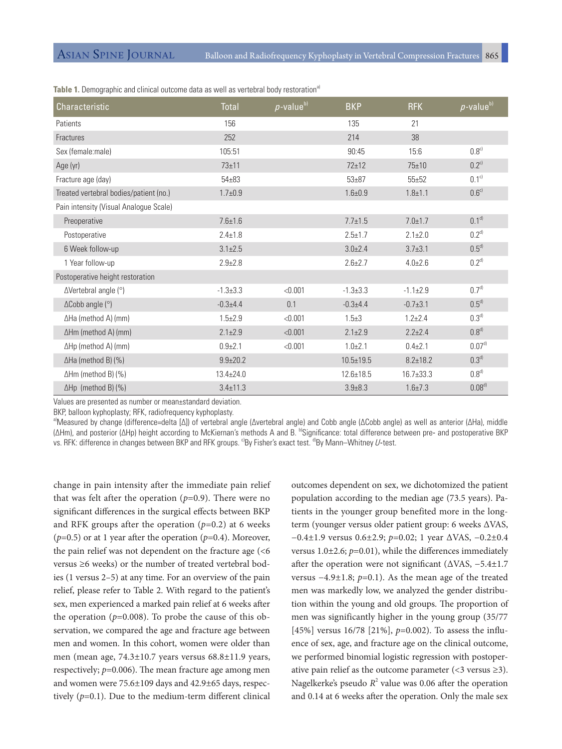**Table 1.** Demographic and clinical outcome data as well as vertebral body restoration[a)]

| Characteristic | Total | $p$-value[b)] | BKP | RFK | $p$-value[b)] |
|---|---|---|---|---|---|
| Patients | 156 | | 135 | 21 | |
| Fractures | 252 | | 214 | 38 | |
| Sex (female:male) | 105:51 | | 90:45 | 15:6 | 0.8[c)] |
| Age (yr) | 73±11 | | 72±12 | 75±10 | 0.2[c)] |
| Fracture age (day) | 54±83 | | 53±87 | 55±52 | 0.1[c)] |
| Treated vertebral bodies/patient (no.) | 1.7±0.9 | | 1.6±0.9 | 1.8±1.1 | 0.6[c)] |
| Pain intensity (Visual Analogue Scale) | | | | | |
| Preoperative | 7.6±1.6 | | 7.7±1.5 | 7.0±1.7 | 0.1[d)] |
| Postoperative | 2.4±1.8 | | 2.5±1.7 | 2.1±2.0 | 0.2[d)] |
| 6 Week follow-up | 3.1±2.5 | | 3.0±2.4 | 3.7±3.1 | 0.5[d)] |
| 1 Year follow-up | 2.9±2.8 | | 2.6±2.7 | 4.0±2.6 | 0.2[d)] |
| Postoperative height restoration | | | | | |
| ΔVertebral angle (°) | -1.3±3.3 | <0.001 | -1.3±3.3 | -1.1±2.9 | 0.7[d)] |
| ΔCobb angle (°) | -0.3±4.4 | 0.1 | -0.3±4.4 | -0.7±3.1 | 0.5[d)] |
| ΔHa (method A) (mm) | 1.5±2.9 | <0.001 | 1.5±3 | 1.2±2.4 | 0.3[d)] |
| ΔHm (method A) (mm) | 2.1±2.9 | <0.001 | 2.1±2.9 | 2.2±2.4 | 0.8[d)] |
| ΔHp (method A) (mm) | 0.9±2.1 | <0.001 | 1.0±2.1 | 0.4±2.1 | 0.07[d)] |
| ΔHa (method B) (%) | 9.9±20.2 | | 10.5±19.5 | 8.2±18.2 | 0.3[d)] |
| ΔHm (method B) (%) | 13.4±24.0 | | 12.6±18.5 | 16.7±33.3 | 0.8[d)] |
| ΔHp (method B) (%) | 3.4±11.3 | | 3.9±8.3 | 1.6±7.3 | 0.08[d)] |

Values are presented as number or mean±standard deviation.

BKP, balloon kyphoplasty; RFK, radiofrequency kyphoplasty.

[a)]Measured by change (difference=delta [Δ]) of vertebral angle (Δvertebral angle) and Cobb angle (ΔCobb angle) as well as anterior (ΔHa), middle (ΔHm), and posterior (ΔHp) height according to McKiernan's methods A and B. [b)]Significance: total difference between pre- and postoperative BKP vs. RFK: difference in changes between BKP and RFK groups. [c)]By Fisher's exact test. [d)]By Mann–Whitney $U$-test.

change in pain intensity after the immediate pain relief that was felt after the operation ($p$=0.9). There were no significant differences in the surgical effects between BKP and RFK groups after the operation ($p$=0.2) at 6 weeks ($p$=0.5) or at 1 year after the operation ($p$=0.4). Moreover, the pain relief was not dependent on the fracture age (<6 versus ≥6 weeks) or the number of treated vertebral bodies (1 versus 2–5) at any time. For an overview of the pain relief, please refer to Table 2. With regard to the patient's sex, men experienced a marked pain relief at 6 weeks after the operation ($p$=0.008). To probe the cause of this observation, we compared the age and fracture age between men and women. In this cohort, women were older than men (mean age, 74.3±10.7 years versus 68.8±11.9 years, respectively; $p$=0.006). The mean fracture age among men and women were 75.6±109 days and 42.9±65 days, respectively ($p$=0.1). Due to the medium-term different clinical outcomes dependent on sex, we dichotomized the patient population according to the median age (73.5 years). Patients in the younger group benefited more in the long-term (younger versus older patient group: 6 weeks ΔVAS, −0.4±1.9 versus 0.6±2.9; $p$=0.02; 1 year ΔVAS, −0.2±0.4 versus 1.0±2.6; $p$=0.01), while the differences immediately after the operation were not significant (ΔVAS, −5.4±1.7 versus −4.9±1.8; $p$=0.1). As the mean age of the treated men was markedly low, we analyzed the gender distribution within the young and old groups. The proportion of men was significantly higher in the young group (35/77 [45%] versus 16/78 [21%], $p$=0.002). To assess the influence of sex, age, and fracture age on the clinical outcome, we performed binomial logistic regression with postoperative pain relief as the outcome parameter (<3 versus ≥3). Nagelkerke's pseudo $R^2$ value was 0.06 after the operation and 0.14 at 6 weeks after the operation. Only the male sex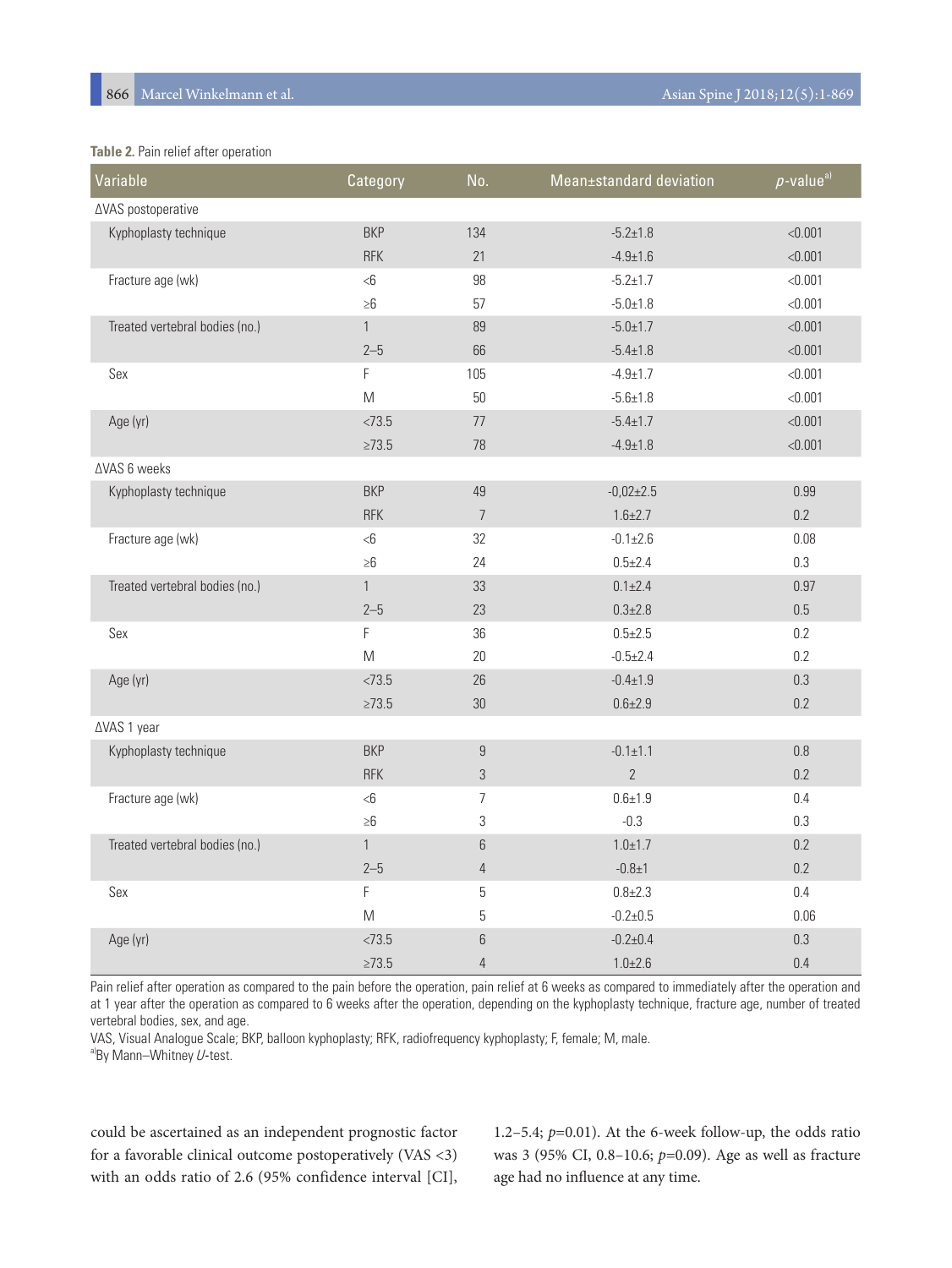**Table 2.** Pain relief after operation

| Variable | Category | No. | Mean±standard deviation | *p*-value[a] |
|---|---|---|---|---|
| ΔVAS postoperative | | | | |
| Kyphoplasty technique | BKP | 134 | -5.2±1.8 | <0.001 |
| | RFK | 21 | -4.9±1.6 | <0.001 |
| Fracture age (wk) | <6 | 98 | -5.2±1.7 | <0.001 |
| | ≥6 | 57 | -5.0±1.8 | <0.001 |
| Treated vertebral bodies (no.) | 1 | 89 | -5.0±1.7 | <0.001 |
| | 2–5 | 66 | -5.4±1.8 | <0.001 |
| Sex | F | 105 | -4.9±1.7 | <0.001 |
| | M | 50 | -5.6±1.8 | <0.001 |
| Age (yr) | <73.5 | 77 | -5.4±1.7 | <0.001 |
| | ≥73.5 | 78 | -4.9±1.8 | <0.001 |
| ΔVAS 6 weeks | | | | |
| Kyphoplasty technique | BKP | 49 | -0,02±2.5 | 0.99 |
| | RFK | 7 | 1.6±2.7 | 0.2 |
| Fracture age (wk) | <6 | 32 | -0.1±2.6 | 0.08 |
| | ≥6 | 24 | 0.5±2.4 | 0.3 |
| Treated vertebral bodies (no.) | 1 | 33 | 0.1±2.4 | 0.97 |
| | 2–5 | 23 | 0.3±2.8 | 0.5 |
| Sex | F | 36 | 0.5±2.5 | 0.2 |
| | M | 20 | -0.5±2.4 | 0.2 |
| Age (yr) | <73.5 | 26 | -0.4±1.9 | 0.3 |
| | ≥73.5 | 30 | 0.6±2.9 | 0.2 |
| ΔVAS 1 year | | | | |
| Kyphoplasty technique | BKP | 9 | -0.1±1.1 | 0.8 |
| | RFK | 3 | 2 | 0.2 |
| Fracture age (wk) | <6 | 7 | 0.6±1.9 | 0.4 |
| | ≥6 | 3 | -0.3 | 0.3 |
| Treated vertebral bodies (no.) | 1 | 6 | 1.0±1.7 | 0.2 |
| | 2–5 | 4 | -0.8±1 | 0.2 |
| Sex | F | 5 | 0.8±2.3 | 0.4 |
| | M | 5 | -0.2±0.5 | 0.06 |
| Age (yr) | <73.5 | 6 | -0.2±0.4 | 0.3 |
| | ≥73.5 | 4 | 1.0±2.6 | 0.4 |

Pain relief after operation as compared to the pain before the operation, pain relief at 6 weeks as compared to immediately after the operation and at 1 year after the operation as compared to 6 weeks after the operation, depending on the kyphoplasty technique, fracture age, number of treated vertebral bodies, sex, and age.

VAS, Visual Analogue Scale; BKP, balloon kyphoplasty; RFK, radiofrequency kyphoplasty; F, female; M, male.

[a]By Mann–Whitney *U*-test.

could be ascertained as an independent prognostic factor for a favorable clinical outcome postoperatively (VAS <3) with an odds ratio of 2.6 (95% confidence interval [CI], 1.2–5.4; *p*=0.01). At the 6-week follow-up, the odds ratio was 3 (95% CI, 0.8–10.6; *p*=0.09). Age as well as fracture age had no influence at any time.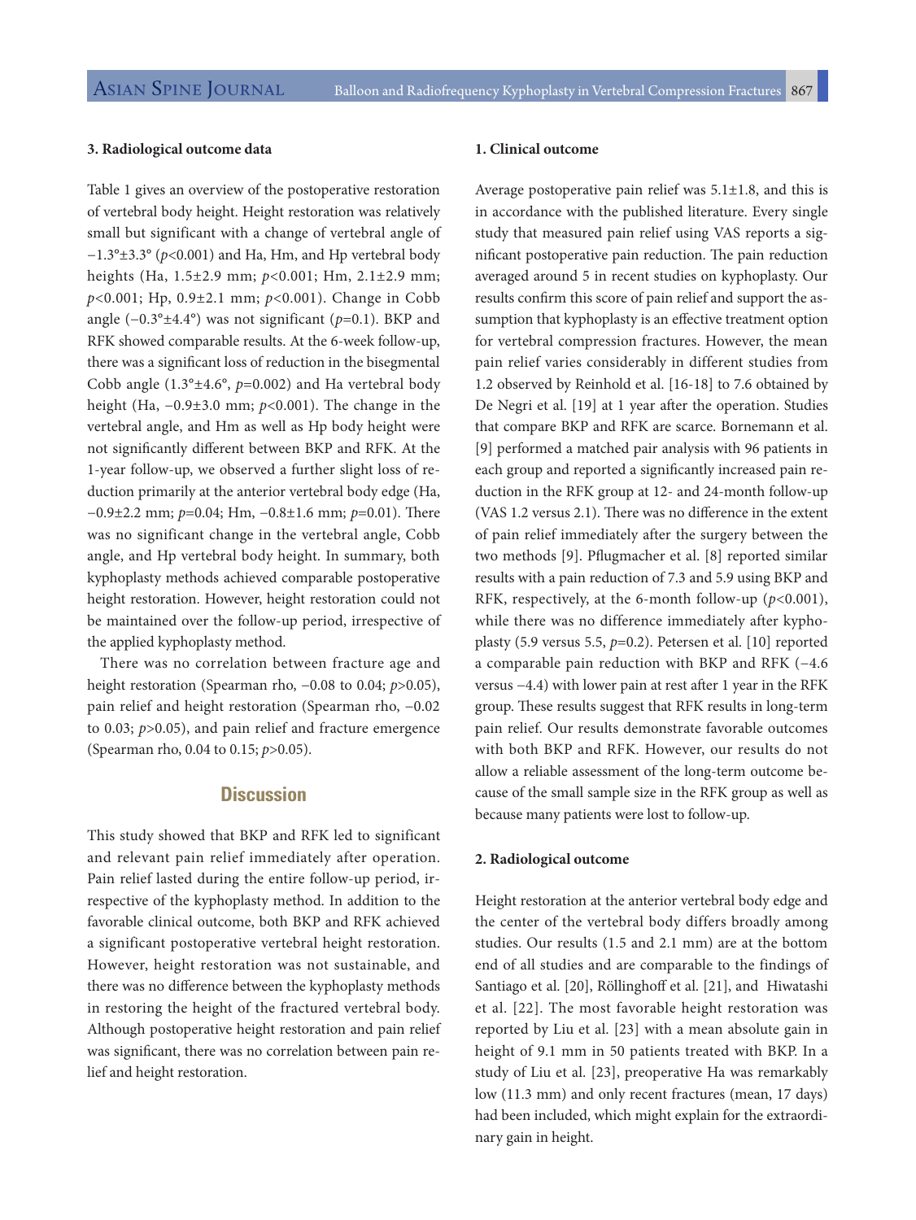### 3. Radiological outcome data

Table 1 gives an overview of the postoperative restoration of vertebral body height. Height restoration was relatively small but significant with a change of vertebral angle of $-1.3° \pm 3.3°$ ($p<0.001$) and Ha, Hm, and Hp vertebral body heights (Ha, 1.5±2.9 mm; $p<0.001$; Hm, 2.1±2.9 mm; $p<0.001$; Hp, 0.9±2.1 mm; $p<0.001$). Change in Cobb angle ($-0.3° \pm 4.4°$) was not significant ($p=0.1$). BKP and RFK showed comparable results. At the 6-week follow-up, there was a significant loss of reduction in the bisegmental Cobb angle ($1.3° \pm 4.6°$, $p=0.002$) and Ha vertebral body height (Ha, −0.9±3.0 mm; $p<0.001$). The change in the vertebral angle, and Hm as well as Hp body height were not significantly different between BKP and RFK. At the 1-year follow-up, we observed a further slight loss of reduction primarily at the anterior vertebral body edge (Ha, −0.9±2.2 mm; $p=0.04$; Hm, −0.8±1.6 mm; $p=0.01$). There was no significant change in the vertebral angle, Cobb angle, and Hp vertebral body height. In summary, both kyphoplasty methods achieved comparable postoperative height restoration. However, height restoration could not be maintained over the follow-up period, irrespective of the applied kyphoplasty method.

There was no correlation between fracture age and height restoration (Spearman rho, −0.08 to 0.04; $p>0.05$), pain relief and height restoration (Spearman rho, −0.02 to 0.03; $p>0.05$), and pain relief and fracture emergence (Spearman rho, 0.04 to 0.15; $p>0.05$).

## Discussion

This study showed that BKP and RFK led to significant and relevant pain relief immediately after operation. Pain relief lasted during the entire follow-up period, irrespective of the kyphoplasty method. In addition to the favorable clinical outcome, both BKP and RFK achieved a significant postoperative vertebral height restoration. However, height restoration was not sustainable, and there was no difference between the kyphoplasty methods in restoring the height of the fractured vertebral body. Although postoperative height restoration and pain relief was significant, there was no correlation between pain relief and height restoration.

### 1. Clinical outcome

Average postoperative pain relief was 5.1±1.8, and this is in accordance with the published literature. Every single study that measured pain relief using VAS reports a significant postoperative pain reduction. The pain reduction averaged around 5 in recent studies on kyphoplasty. Our results confirm this score of pain relief and support the assumption that kyphoplasty is an effective treatment option for vertebral compression fractures. However, the mean pain relief varies considerably in different studies from 1.2 observed by Reinhold et al. [16-18] to 7.6 obtained by De Negri et al. [19] at 1 year after the operation. Studies that compare BKP and RFK are scarce. Bornemann et al. [9] performed a matched pair analysis with 96 patients in each group and reported a significantly increased pain reduction in the RFK group at 12- and 24-month follow-up (VAS 1.2 versus 2.1). There was no difference in the extent of pain relief immediately after the surgery between the two methods [9]. Pflugmacher et al. [8] reported similar results with a pain reduction of 7.3 and 5.9 using BKP and RFK, respectively, at the 6-month follow-up ($p<0.001$), while there was no difference immediately after kyphoplasty (5.9 versus 5.5, $p=0.2$). Petersen et al. [10] reported a comparable pain reduction with BKP and RFK (−4.6 versus −4.4) with lower pain at rest after 1 year in the RFK group. These results suggest that RFK results in long-term pain relief. Our results demonstrate favorable outcomes with both BKP and RFK. However, our results do not allow a reliable assessment of the long-term outcome because of the small sample size in the RFK group as well as because many patients were lost to follow-up.

### 2. Radiological outcome

Height restoration at the anterior vertebral body edge and the center of the vertebral body differs broadly among studies. Our results (1.5 and 2.1 mm) are at the bottom end of all studies and are comparable to the findings of Santiago et al. [20], Röllinghoff et al. [21], and Hiwatashi et al. [22]. The most favorable height restoration was reported by Liu et al. [23] with a mean absolute gain in height of 9.1 mm in 50 patients treated with BKP. In a study of Liu et al. [23], preoperative Ha was remarkably low (11.3 mm) and only recent fractures (mean, 17 days) had been included, which might explain for the extraordinary gain in height.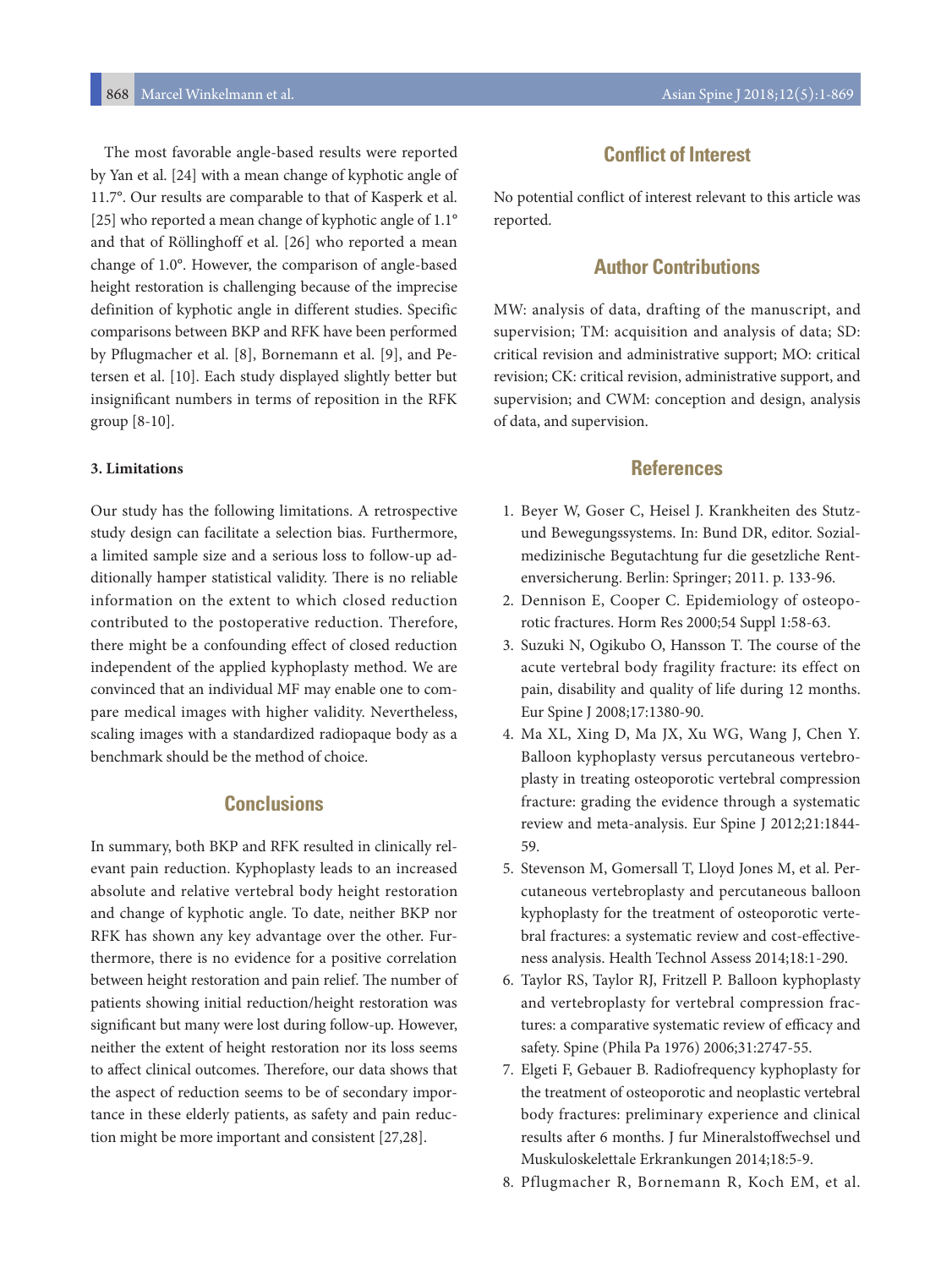The most favorable angle-based results were reported by Yan et al. [24] with a mean change of kyphotic angle of 11.7°. Our results are comparable to that of Kasperk et al. [25] who reported a mean change of kyphotic angle of 1.1° and that of Röllinghoff et al. [26] who reported a mean change of 1.0°. However, the comparison of angle-based height restoration is challenging because of the imprecise definition of kyphotic angle in different studies. Specific comparisons between BKP and RFK have been performed by Pflugmacher et al. [8], Bornemann et al. [9], and Petersen et al. [10]. Each study displayed slightly better but insignificant numbers in terms of reposition in the RFK group [8-10].

### 3. Limitations

Our study has the following limitations. A retrospective study design can facilitate a selection bias. Furthermore, a limited sample size and a serious loss to follow-up additionally hamper statistical validity. There is no reliable information on the extent to which closed reduction contributed to the postoperative reduction. Therefore, there might be a confounding effect of closed reduction independent of the applied kyphoplasty method. We are convinced that an individual MF may enable one to compare medical images with higher validity. Nevertheless, scaling images with a standardized radiopaque body as a benchmark should be the method of choice.

## Conclusions

In summary, both BKP and RFK resulted in clinically relevant pain reduction. Kyphoplasty leads to an increased absolute and relative vertebral body height restoration and change of kyphotic angle. To date, neither BKP nor RFK has shown any key advantage over the other. Furthermore, there is no evidence for a positive correlation between height restoration and pain relief. The number of patients showing initial reduction/height restoration was significant but many were lost during follow-up. However, neither the extent of height restoration nor its loss seems to affect clinical outcomes. Therefore, our data shows that the aspect of reduction seems to be of secondary importance in these elderly patients, as safety and pain reduction might be more important and consistent [27,28].

## Conflict of Interest

No potential conflict of interest relevant to this article was reported.

## Author Contributions

MW: analysis of data, drafting of the manuscript, and supervision; TM: acquisition and analysis of data; SD: critical revision and administrative support; MO: critical revision; CK: critical revision, administrative support, and supervision; and CWM: conception and design, analysis of data, and supervision.

## References

1. Beyer W, Goser C, Heisel J. Krankheiten des Stutz- und Bewegungssystems. In: Bund DR, editor. Sozialmedizinische Begutachtung fur die gesetzliche Rentenversicherung. Berlin: Springer; 2011. p. 133-96.
2. Dennison E, Cooper C. Epidemiology of osteoporotic fractures. Horm Res 2000;54 Suppl 1:58-63.
3. Suzuki N, Ogikubo O, Hansson T. The course of the acute vertebral body fragility fracture: its effect on pain, disability and quality of life during 12 months. Eur Spine J 2008;17:1380-90.
4. Ma XL, Xing D, Ma JX, Xu WG, Wang J, Chen Y. Balloon kyphoplasty versus percutaneous vertebroplasty in treating osteoporotic vertebral compression fracture: grading the evidence through a systematic review and meta-analysis. Eur Spine J 2012;21:1844-59.
5. Stevenson M, Gomersall T, Lloyd Jones M, et al. Percutaneous vertebroplasty and percutaneous balloon kyphoplasty for the treatment of osteoporotic vertebral fractures: a systematic review and cost-effectiveness analysis. Health Technol Assess 2014;18:1-290.
6. Taylor RS, Taylor RJ, Fritzell P. Balloon kyphoplasty and vertebroplasty for vertebral compression fractures: a comparative systematic review of efficacy and safety. Spine (Phila Pa 1976) 2006;31:2747-55.
7. Elgeti F, Gebauer B. Radiofrequency kyphoplasty for the treatment of osteoporotic and neoplastic vertebral body fractures: preliminary experience and clinical results after 6 months. J fur Mineralstoffwechsel und Muskuloskelettale Erkrankungen 2014;18:5-9.
8. Pflugmacher R, Bornemann R, Koch EM, et al.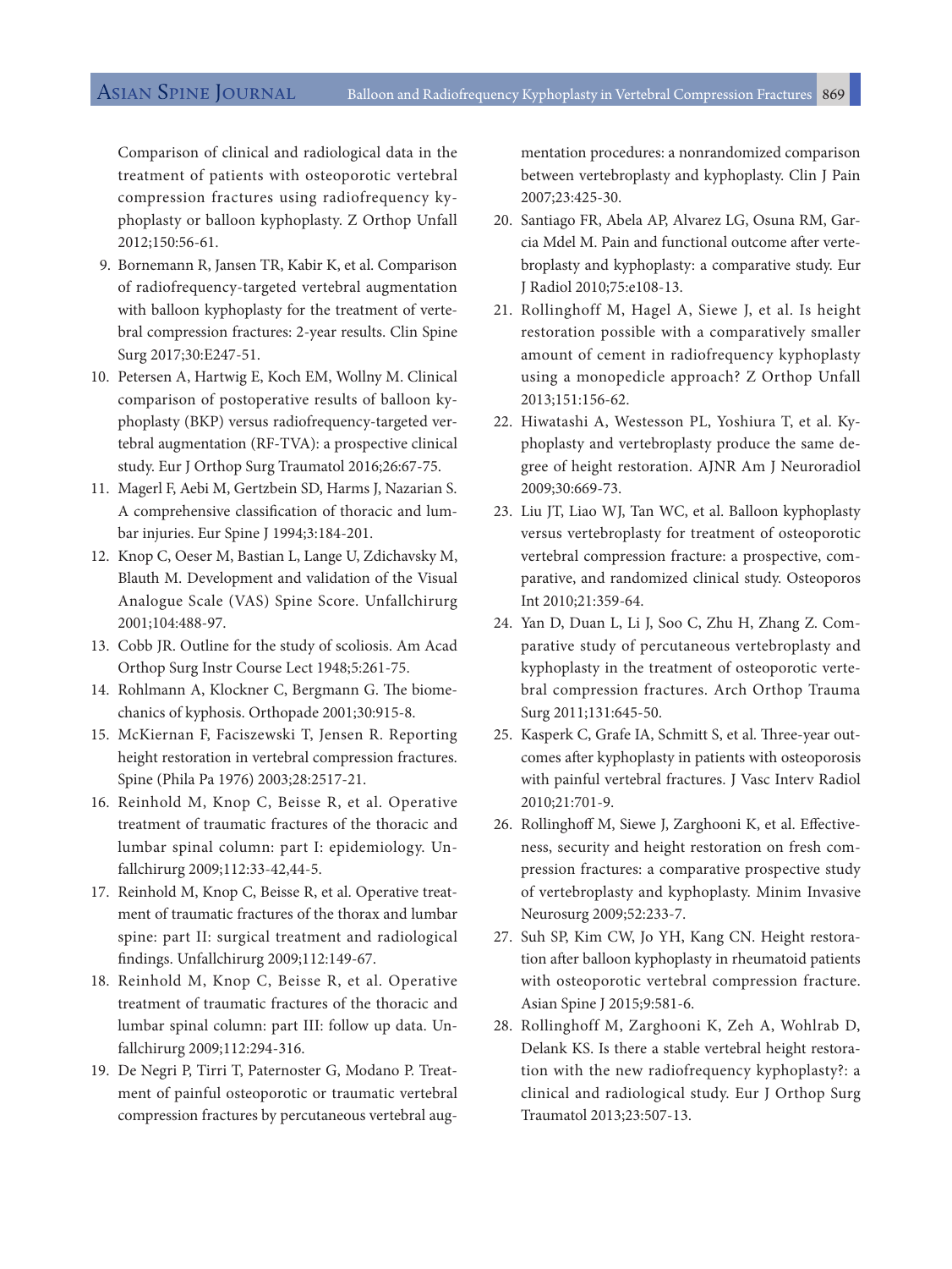Comparison of clinical and radiological data in the treatment of patients with osteoporotic vertebral compression fractures using radiofrequency kyphoplasty or balloon kyphoplasty. Z Orthop Unfall 2012;150:56-61.

9. Bornemann R, Jansen TR, Kabir K, et al. Comparison of radiofrequency-targeted vertebral augmentation with balloon kyphoplasty for the treatment of vertebral compression fractures: 2-year results. Clin Spine Surg 2017;30:E247-51.
10. Petersen A, Hartwig E, Koch EM, Wollny M. Clinical comparison of postoperative results of balloon kyphoplasty (BKP) versus radiofrequency-targeted vertebral augmentation (RF-TVA): a prospective clinical study. Eur J Orthop Surg Traumatol 2016;26:67-75.
11. Magerl F, Aebi M, Gertzbein SD, Harms J, Nazarian S. A comprehensive classification of thoracic and lumbar injuries. Eur Spine J 1994;3:184-201.
12. Knop C, Oeser M, Bastian L, Lange U, Zdichavsky M, Blauth M. Development and validation of the Visual Analogue Scale (VAS) Spine Score. Unfallchirurg 2001;104:488-97.
13. Cobb JR. Outline for the study of scoliosis. Am Acad Orthop Surg Instr Course Lect 1948;5:261-75.
14. Rohlmann A, Klockner C, Bergmann G. The biomechanics of kyphosis. Orthopade 2001;30:915-8.
15. McKiernan F, Faciszewski T, Jensen R. Reporting height restoration in vertebral compression fractures. Spine (Phila Pa 1976) 2003;28:2517-21.
16. Reinhold M, Knop C, Beisse R, et al. Operative treatment of traumatic fractures of the thoracic and lumbar spinal column: part I: epidemiology. Unfallchirurg 2009;112:33-42,44-5.
17. Reinhold M, Knop C, Beisse R, et al. Operative treatment of traumatic fractures of the thorax and lumbar spine: part II: surgical treatment and radiological findings. Unfallchirurg 2009;112:149-67.
18. Reinhold M, Knop C, Beisse R, et al. Operative treatment of traumatic fractures of the thoracic and lumbar spinal column: part III: follow up data. Unfallchirurg 2009;112:294-316.
19. De Negri P, Tirri T, Paternoster G, Modano P. Treatment of painful osteoporotic or traumatic vertebral compression fractures by percutaneous vertebral augmentation procedures: a nonrandomized comparison between vertebroplasty and kyphoplasty. Clin J Pain 2007;23:425-30.
20. Santiago FR, Abela AP, Alvarez LG, Osuna RM, Garcia Mdel M. Pain and functional outcome after vertebroplasty and kyphoplasty: a comparative study. Eur J Radiol 2010;75:e108-13.
21. Rollinghoff M, Hagel A, Siewe J, et al. Is height restoration possible with a comparatively smaller amount of cement in radiofrequency kyphoplasty using a monopedicle approach? Z Orthop Unfall 2013;151:156-62.
22. Hiwatashi A, Westesson PL, Yoshiura T, et al. Kyphoplasty and vertebroplasty produce the same degree of height restoration. AJNR Am J Neuroradiol 2009;30:669-73.
23. Liu JT, Liao WJ, Tan WC, et al. Balloon kyphoplasty versus vertebroplasty for treatment of osteoporotic vertebral compression fracture: a prospective, comparative, and randomized clinical study. Osteoporos Int 2010;21:359-64.
24. Yan D, Duan L, Li J, Soo C, Zhu H, Zhang Z. Comparative study of percutaneous vertebroplasty and kyphoplasty in the treatment of osteoporotic vertebral compression fractures. Arch Orthop Trauma Surg 2011;131:645-50.
25. Kasperk C, Grafe IA, Schmitt S, et al. Three-year outcomes after kyphoplasty in patients with osteoporosis with painful vertebral fractures. J Vasc Interv Radiol 2010;21:701-9.
26. Rollinghoff M, Siewe J, Zarghooni K, et al. Effectiveness, security and height restoration on fresh compression fractures: a comparative prospective study of vertebroplasty and kyphoplasty. Minim Invasive Neurosurg 2009;52:233-7.
27. Suh SP, Kim CW, Jo YH, Kang CN. Height restoration after balloon kyphoplasty in rheumatoid patients with osteoporotic vertebral compression fracture. Asian Spine J 2015;9:581-6.
28. Rollinghoff M, Zarghooni K, Zeh A, Wohlrab D, Delank KS. Is there a stable vertebral height restoration with the new radiofrequency kyphoplasty?: a clinical and radiological study. Eur J Orthop Surg Traumatol 2013;23:507-13.